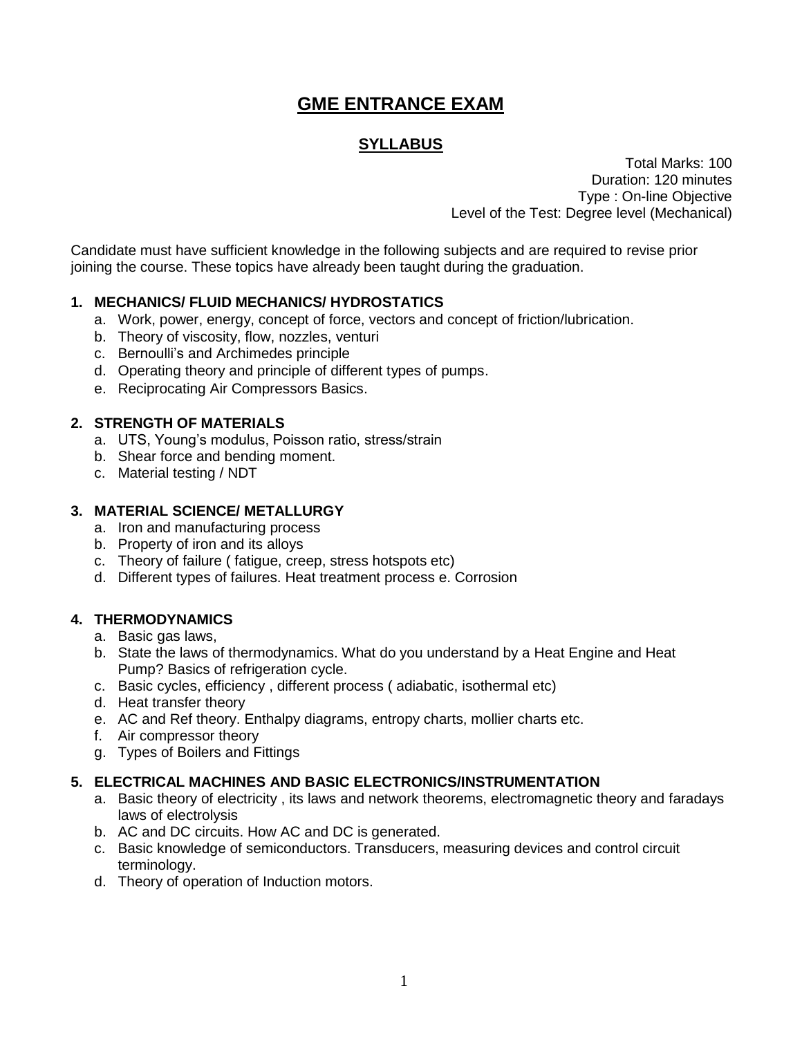# GME ENTRANCE EXAM

## SYLLABUS

Total Marks: 100
Duration: 120 minutes
Type : On-line Objective
Level of the Test: Degree level (Mechanical)

Candidate must have sufficient knowledge in the following subjects and are required to revise prior joining the course. These topics have already been taught during the graduation.

### 1. MECHANICS/ FLUID MECHANICS/ HYDROSTATICS

a. Work, power, energy, concept of force, vectors and concept of friction/lubrication.
b. Theory of viscosity, flow, nozzles, venturi
c. Bernoulli's and Archimedes principle
d. Operating theory and principle of different types of pumps.
e. Reciprocating Air Compressors Basics.

### 2. STRENGTH OF MATERIALS

a. UTS, Young's modulus, Poisson ratio, stress/strain
b. Shear force and bending moment.
c. Material testing / NDT

### 3. MATERIAL SCIENCE/ METALLURGY

a. Iron and manufacturing process
b. Property of iron and its alloys
c. Theory of failure ( fatigue, creep, stress hotspots etc)
d. Different types of failures. Heat treatment process e. Corrosion

### 4. THERMODYNAMICS

a. Basic gas laws,
b. State the laws of thermodynamics. What do you understand by a Heat Engine and Heat Pump? Basics of refrigeration cycle.
c. Basic cycles, efficiency , different process ( adiabatic, isothermal etc)
d. Heat transfer theory
e. AC and Ref theory. Enthalpy diagrams, entropy charts, mollier charts etc.
f. Air compressor theory
g. Types of Boilers and Fittings

### 5. ELECTRICAL MACHINES AND BASIC ELECTRONICS/INSTRUMENTATION

a. Basic theory of electricity , its laws and network theorems, electromagnetic theory and faradays laws of electrolysis
b. AC and DC circuits. How AC and DC is generated.
c. Basic knowledge of semiconductors. Transducers, measuring devices and control circuit terminology.
d. Theory of operation of Induction motors.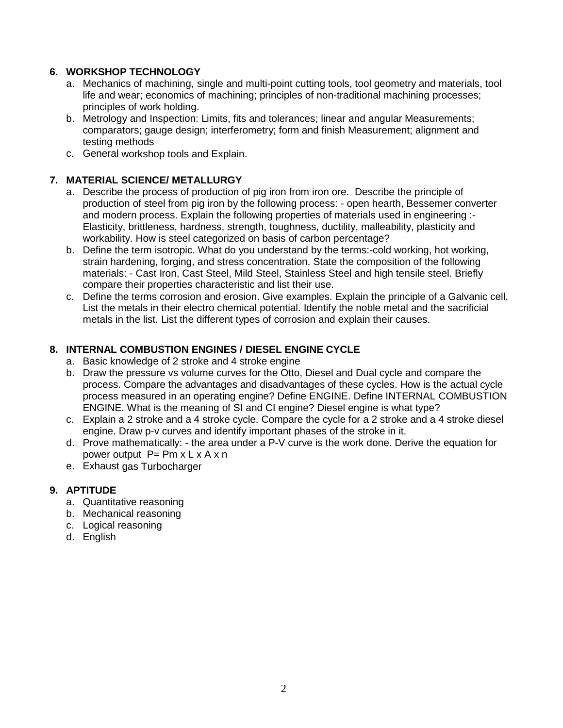6. **WORKSHOP TECHNOLOGY**
    a. Mechanics of machining, single and multi-point cutting tools, tool geometry and materials, tool life and wear; economics of machining; principles of non-traditional machining processes; principles of work holding.
    b. Metrology and Inspection: Limits, fits and tolerances; linear and angular Measurements; comparators; gauge design; interferometry; form and finish Measurement; alignment and testing methods
    c. General workshop tools and Explain.

7. **MATERIAL SCIENCE/ METALLURGY**
    a. Describe the process of production of pig iron from iron ore. Describe the principle of production of steel from pig iron by the following process: - open hearth, Bessemer converter and modern process. Explain the following properties of materials used in engineering :- Elasticity, brittleness, hardness, strength, toughness, ductility, malleability, plasticity and workability. How is steel categorized on basis of carbon percentage?
    b. Define the term isotropic. What do you understand by the terms:-cold working, hot working, strain hardening, forging, and stress concentration. State the composition of the following materials: - Cast Iron, Cast Steel, Mild Steel, Stainless Steel and high tensile steel. Briefly compare their properties characteristic and list their use.
    c. Define the terms corrosion and erosion. Give examples. Explain the principle of a Galvanic cell. List the metals in their electro chemical potential. Identify the noble metal and the sacrificial metals in the list. List the different types of corrosion and explain their causes.

8. **INTERNAL COMBUSTION ENGINES / DIESEL ENGINE CYCLE**
    a. Basic knowledge of 2 stroke and 4 stroke engine
    b. Draw the pressure vs volume curves for the Otto, Diesel and Dual cycle and compare the process. Compare the advantages and disadvantages of these cycles. How is the actual cycle process measured in an operating engine? Define ENGINE. Define INTERNAL COMBUSTION ENGINE. What is the meaning of SI and CI engine? Diesel engine is what type?
    c. Explain a 2 stroke and a 4 stroke cycle. Compare the cycle for a 2 stroke and a 4 stroke diesel engine. Draw p-v curves and identify important phases of the stroke in it.
    d. Prove mathematically: - the area under a P-V curve is the work done. Derive the equation for power output $P = P_m \times L \times A \times n$
    e. Exhaust gas Turbocharger

9. **APTITUDE**
    a. Quantitative reasoning
    b. Mechanical reasoning
    c. Logical reasoning
    d. English